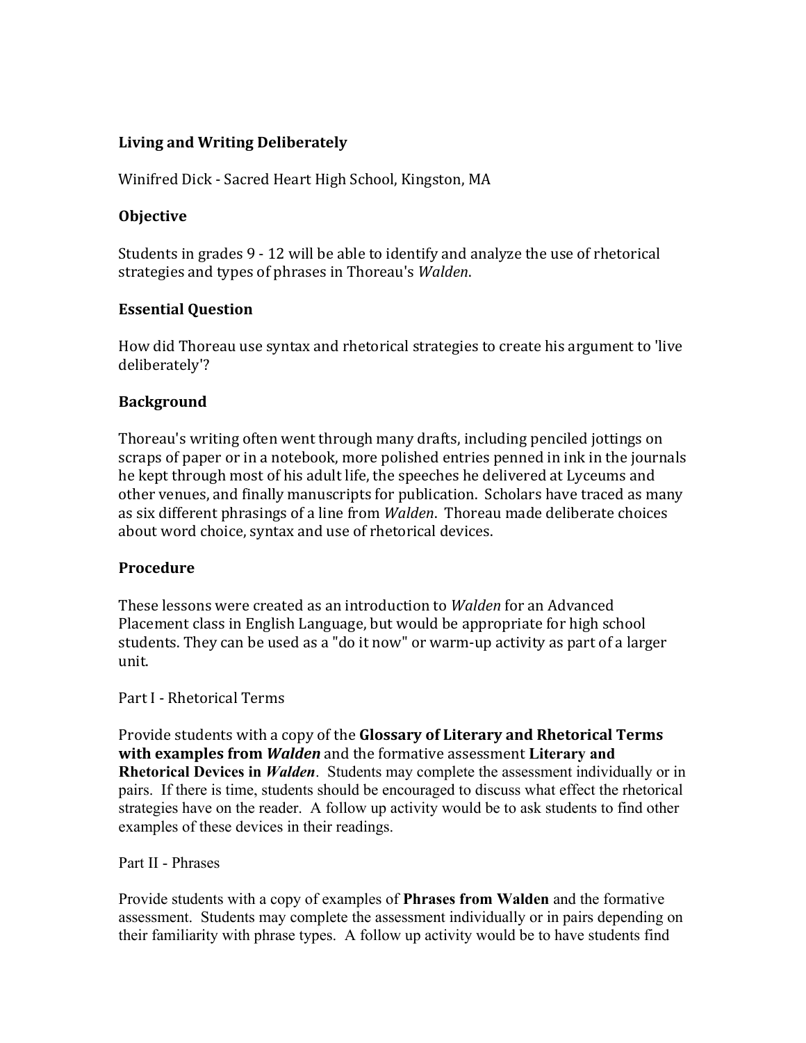### Living and Writing Deliberately

Winifred Dick - Sacred Heart High School, Kingston, MA

### Objective

Students in grades 9 - 12 will be able to identify and analyze the use of rhetorical strategies and types of phrases in Thoreau's *Walden*.

### Essential Question

How did Thoreau use syntax and rhetorical strategies to create his argument to 'live deliberately'?

### Background

Thoreau's writing often went through many drafts, including penciled jottings on scraps of paper or in a notebook, more polished entries penned in ink in the journals he kept through most of his adult life, the speeches he delivered at Lyceums and other venues, and finally manuscripts for publication. Scholars have traced as many as six different phrasings of a line from *Walden*. Thoreau made deliberate choices about word choice, syntax and use of rhetorical devices.

### Procedure

These lessons were created as an introduction to *Walden* for an Advanced Placement class in English Language, but would be appropriate for high school students. They can be used as a "do it now" or warm-up activity as part of a larger unit.

Part I - Rhetorical Terms

Provide students with a copy of the **Glossary of Literary and Rhetorical Terms with examples from *Walden*** and the formative assessment **Literary and Rhetorical Devices in *Walden***. Students may complete the assessment individually or in pairs. If there is time, students should be encouraged to discuss what effect the rhetorical strategies have on the reader. A follow up activity would be to ask students to find other examples of these devices in their readings.

Part II - Phrases

Provide students with a copy of examples of **Phrases from Walden** and the formative assessment. Students may complete the assessment individually or in pairs depending on their familiarity with phrase types. A follow up activity would be to have students find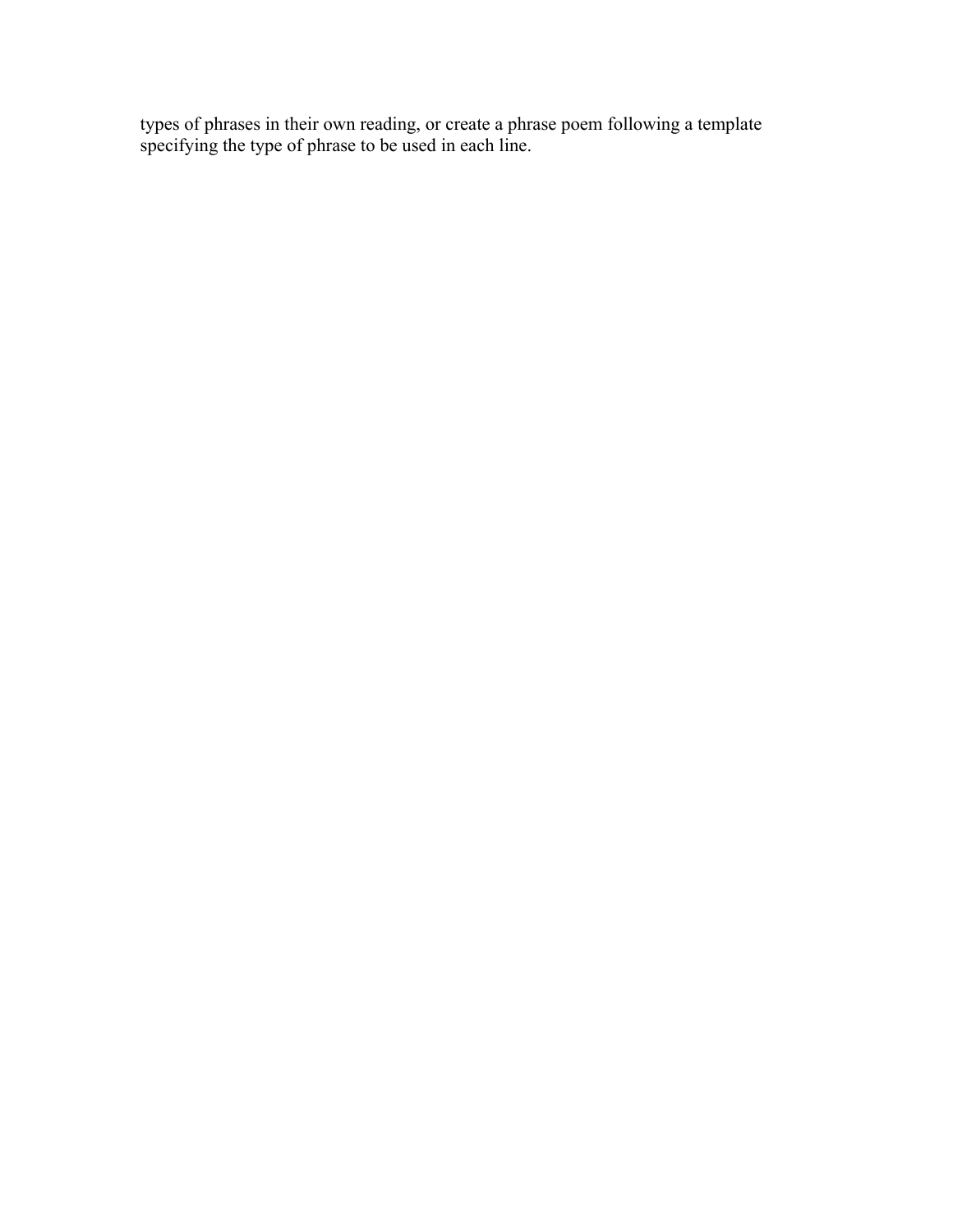types of phrases in their own reading, or create a phrase poem following a template specifying the type of phrase to be used in each line.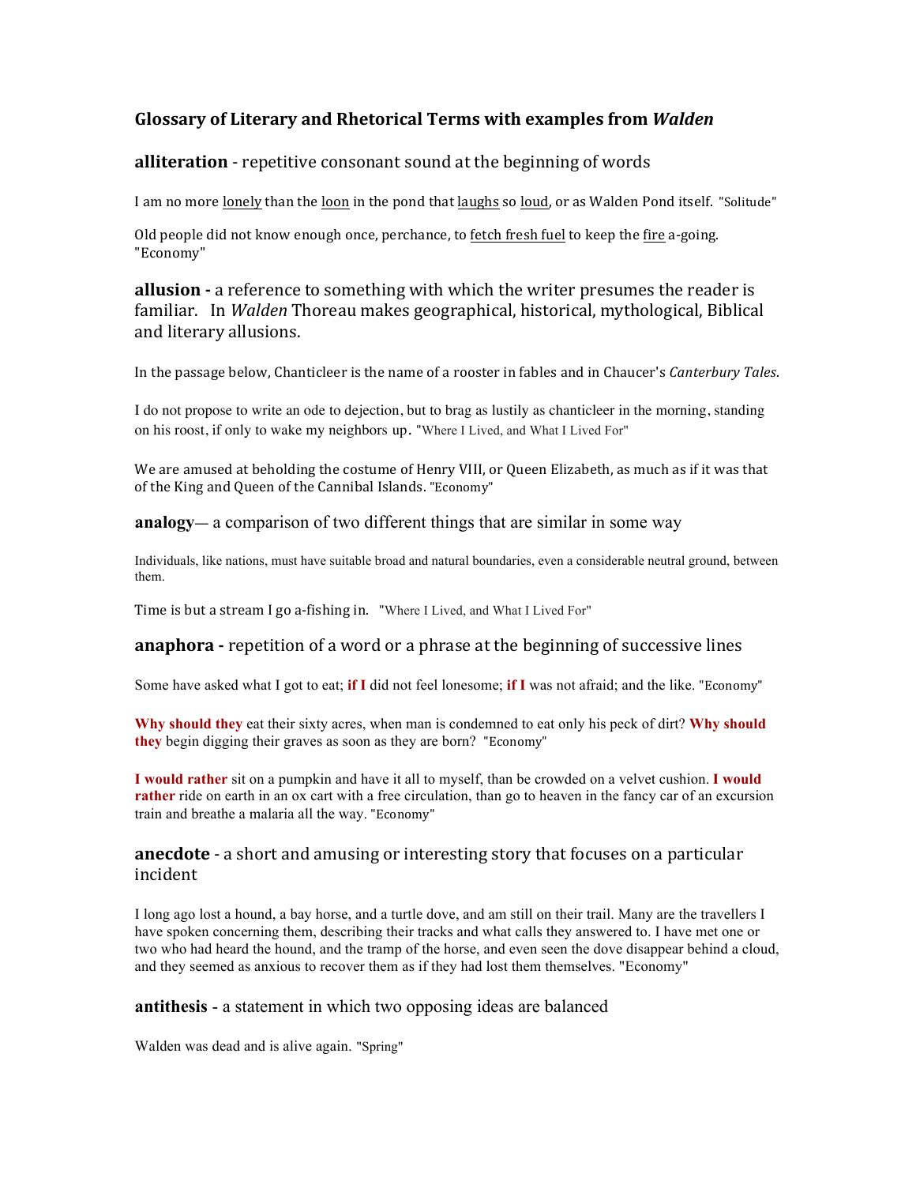## Glossary of Literary and Rhetorical Terms with examples from *Walden*

### **alliteration** - repetitive consonant sound at the beginning of words

I am no more lonely than the loon in the pond that laughs so loud, or as Walden Pond itself. "Solitude"

Old people did not know enough once, perchance, to fetch fresh fuel to keep the fire a-going. "Economy"

### **allusion -** a reference to something with which the writer presumes the reader is familiar. In *Walden* Thoreau makes geographical, historical, mythological, Biblical and literary allusions.

In the passage below, Chanticleer is the name of a rooster in fables and in Chaucer's *Canterbury Tales*.

I do not propose to write an ode to dejection, but to brag as lustily as chanticleer in the morning, standing on his roost, if only to wake my neighbors up. "Where I Lived, and What I Lived For"

We are amused at beholding the costume of Henry VIII, or Queen Elizabeth, as much as if it was that of the King and Queen of the Cannibal Islands. "Economy"

### **analogy**— a comparison of two different things that are similar in some way

Individuals, like nations, must have suitable broad and natural boundaries, even a considerable neutral ground, between them.

Time is but a stream I go a-fishing in. "Where I Lived, and What I Lived For"

### **anaphora -** repetition of a word or a phrase at the beginning of successive lines

Some have asked what I got to eat; **if I** did not feel lonesome; **if I** was not afraid; and the like. "Economy"

**Why should they** eat their sixty acres, when man is condemned to eat only his peck of dirt? **Why should they** begin digging their graves as soon as they are born? "Economy"

**I would rather** sit on a pumpkin and have it all to myself, than be crowded on a velvet cushion. **I would rather** ride on earth in an ox cart with a free circulation, than go to heaven in the fancy car of an excursion train and breathe a malaria all the way. "Economy"

### **anecdote** - a short and amusing or interesting story that focuses on a particular incident

I long ago lost a hound, a bay horse, and a turtle dove, and am still on their trail. Many are the travellers I have spoken concerning them, describing their tracks and what calls they answered to. I have met one or two who had heard the hound, and the tramp of the horse, and even seen the dove disappear behind a cloud, and they seemed as anxious to recover them as if they had lost them themselves. "Economy"

### **antithesis** - a statement in which two opposing ideas are balanced

Walden was dead and is alive again. "Spring"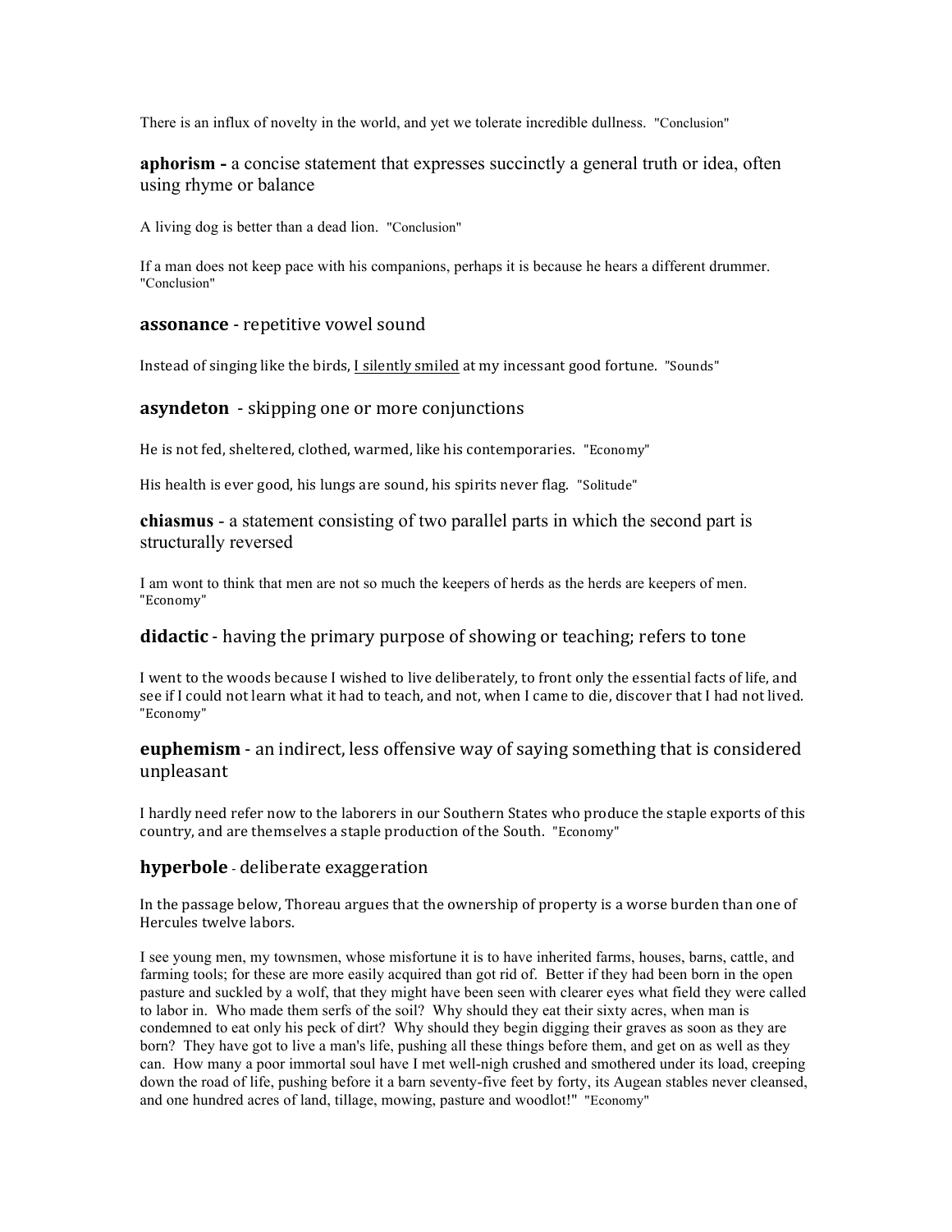There is an influx of novelty in the world, and yet we tolerate incredible dullness. "Conclusion"

**aphorism -** a concise statement that expresses succinctly a general truth or idea, often using rhyme or balance

A living dog is better than a dead lion. "Conclusion"

If a man does not keep pace with his companions, perhaps it is because he hears a different drummer. "Conclusion"

**assonance** - repetitive vowel sound

Instead of singing like the birds, <u>I silently smiled</u> at my incessant good fortune. "Sounds"

**asyndeton** - skipping one or more conjunctions

He is not fed, sheltered, clothed, warmed, like his contemporaries. "Economy"

His health is ever good, his lungs are sound, his spirits never flag. "Solitude"

**chiasmus** - a statement consisting of two parallel parts in which the second part is structurally reversed

I am wont to think that men are not so much the keepers of herds as the herds are keepers of men. "Economy"

**didactic** - having the primary purpose of showing or teaching; refers to tone

I went to the woods because I wished to live deliberately, to front only the essential facts of life, and see if I could not learn what it had to teach, and not, when I came to die, discover that I had not lived. "Economy"

**euphemism** - an indirect, less offensive way of saying something that is considered unpleasant

I hardly need refer now to the laborers in our Southern States who produce the staple exports of this country, and are themselves a staple production of the South. "Economy"

**hyperbole** - deliberate exaggeration

In the passage below, Thoreau argues that the ownership of property is a worse burden than one of Hercules twelve labors.

I see young men, my townsmen, whose misfortune it is to have inherited farms, houses, barns, cattle, and farming tools; for these are more easily acquired than got rid of. Better if they had been born in the open pasture and suckled by a wolf, that they might have been seen with clearer eyes what field they were called to labor in. Who made them serfs of the soil? Why should they eat their sixty acres, when man is condemned to eat only his peck of dirt? Why should they begin digging their graves as soon as they are born? They have got to live a man's life, pushing all these things before them, and get on as well as they can. How many a poor immortal soul have I met well-nigh crushed and smothered under its load, creeping down the road of life, pushing before it a barn seventy-five feet by forty, its Augean stables never cleansed, and one hundred acres of land, tillage, mowing, pasture and woodlot!" "Economy"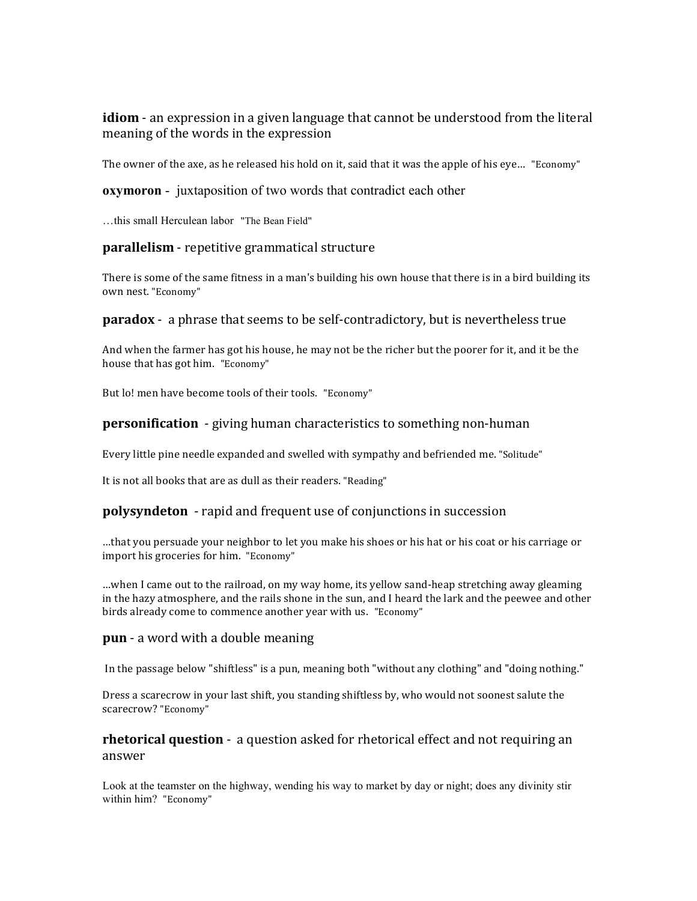**idiom** - an expression in a given language that cannot be understood from the literal meaning of the words in the expression

The owner of the axe, as he released his hold on it, said that it was the apple of his eye… "Economy"

**oxymoron** - juxtaposition of two words that contradict each other

…this small Herculean labor "The Bean Field"

**parallelism** - repetitive grammatical structure

There is some of the same fitness in a man's building his own house that there is in a bird building its own nest. "Economy"

**paradox** - a phrase that seems to be self-contradictory, but is nevertheless true

And when the farmer has got his house, he may not be the richer but the poorer for it, and it be the house that has got him. "Economy"

But lo! men have become tools of their tools. "Economy"

**personification** - giving human characteristics to something non-human

Every little pine needle expanded and swelled with sympathy and befriended me. "Solitude"

It is not all books that are as dull as their readers. "Reading"

**polysyndeton** - rapid and frequent use of conjunctions in succession

…that you persuade your neighbor to let you make his shoes or his hat or his coat or his carriage or import his groceries for him. "Economy"

…when I came out to the railroad, on my way home, its yellow sand-heap stretching away gleaming in the hazy atmosphere, and the rails shone in the sun, and I heard the lark and the peewee and other birds already come to commence another year with us. "Economy"

**pun** - a word with a double meaning

In the passage below "shiftless" is a pun, meaning both "without any clothing" and "doing nothing."

Dress a scarecrow in your last shift, you standing shiftless by, who would not soonest salute the scarecrow? "Economy"

**rhetorical question** - a question asked for rhetorical effect and not requiring an answer

Look at the teamster on the highway, wending his way to market by day or night; does any divinity stir within him? "Economy"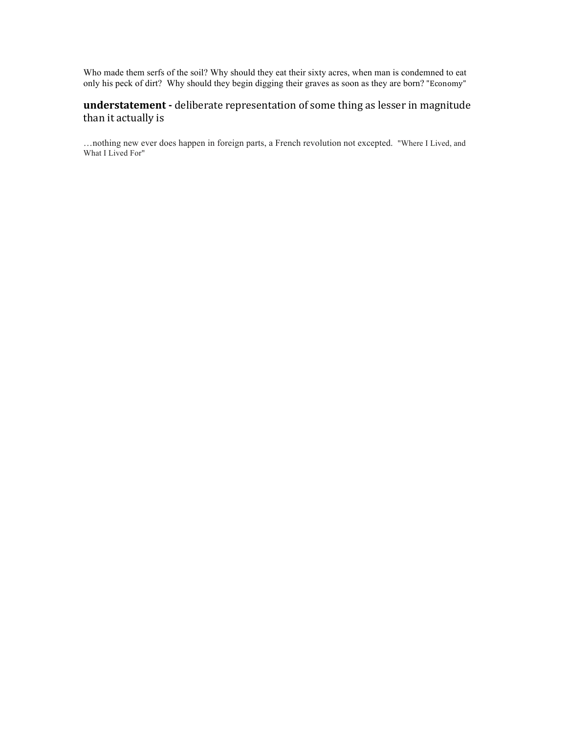Who made them serfs of the soil? Why should they eat their sixty acres, when man is condemned to eat only his peck of dirt? Why should they begin digging their graves as soon as they are born? "Economy"

**understatement -** deliberate representation of some thing as lesser in magnitude than it actually is

…nothing new ever does happen in foreign parts, a French revolution not excepted. "Where I Lived, and What I Lived For"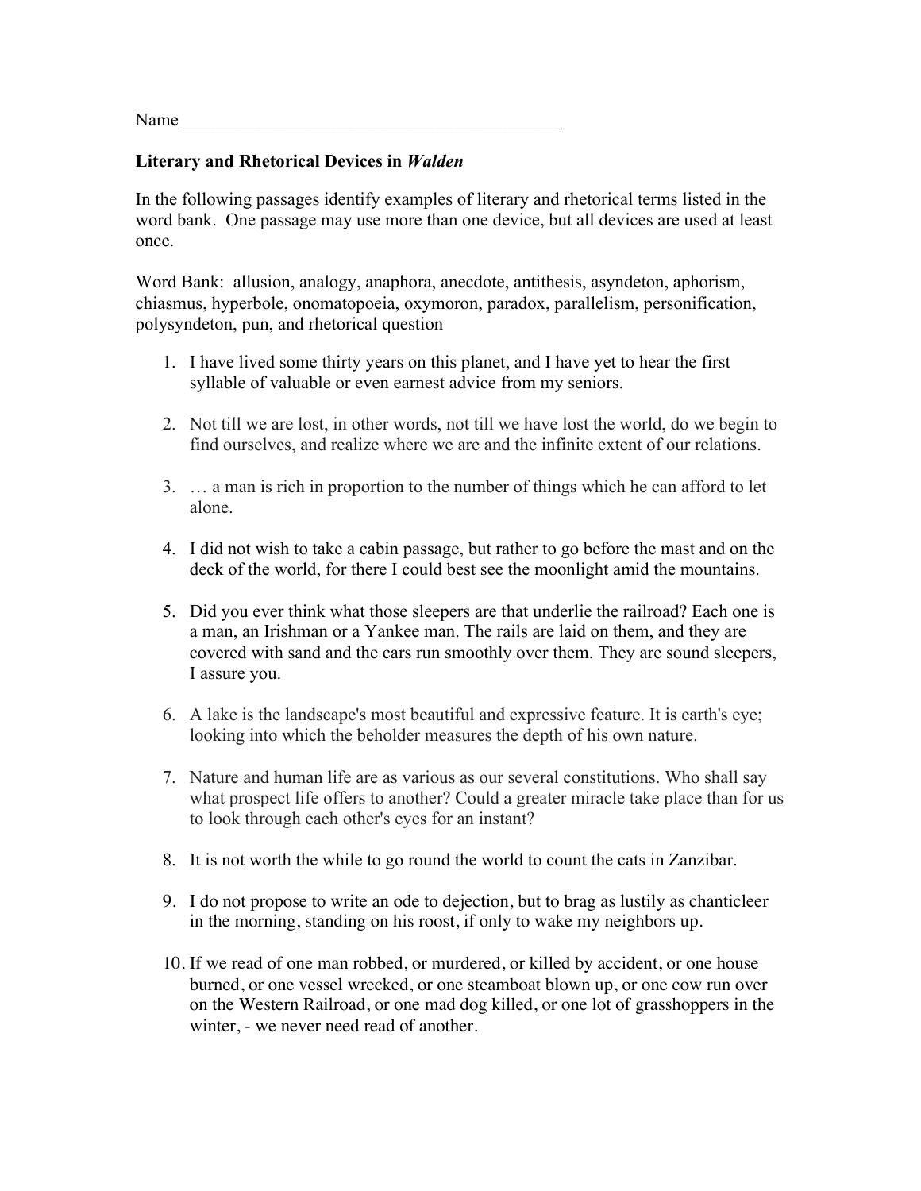Name ___________________________________________

**Literary and Rhetorical Devices in *Walden***

In the following passages identify examples of literary and rhetorical terms listed in the word bank. One passage may use more than one device, but all devices are used at least once.

Word Bank: allusion, analogy, anaphora, anecdote, antithesis, asyndeton, aphorism, chiasmus, hyperbole, onomatopoeia, oxymoron, paradox, parallelism, personification, polysyndeton, pun, and rhetorical question

1. I have lived some thirty years on this planet, and I have yet to hear the first syllable of valuable or even earnest advice from my seniors.

2. Not till we are lost, in other words, not till we have lost the world, do we begin to find ourselves, and realize where we are and the infinite extent of our relations.

3. … a man is rich in proportion to the number of things which he can afford to let alone.

4. I did not wish to take a cabin passage, but rather to go before the mast and on the deck of the world, for there I could best see the moonlight amid the mountains.

5. Did you ever think what those sleepers are that underlie the railroad? Each one is a man, an Irishman or a Yankee man. The rails are laid on them, and they are covered with sand and the cars run smoothly over them. They are sound sleepers, I assure you.

6. A lake is the landscape's most beautiful and expressive feature. It is earth's eye; looking into which the beholder measures the depth of his own nature.

7. Nature and human life are as various as our several constitutions. Who shall say what prospect life offers to another? Could a greater miracle take place than for us to look through each other's eyes for an instant?

8. It is not worth the while to go round the world to count the cats in Zanzibar.

9. I do not propose to write an ode to dejection, but to brag as lustily as chanticleer in the morning, standing on his roost, if only to wake my neighbors up.

10. If we read of one man robbed, or murdered, or killed by accident, or one house burned, or one vessel wrecked, or one steamboat blown up, or one cow run over on the Western Railroad, or one mad dog killed, or one lot of grasshoppers in the winter, - we never need read of another.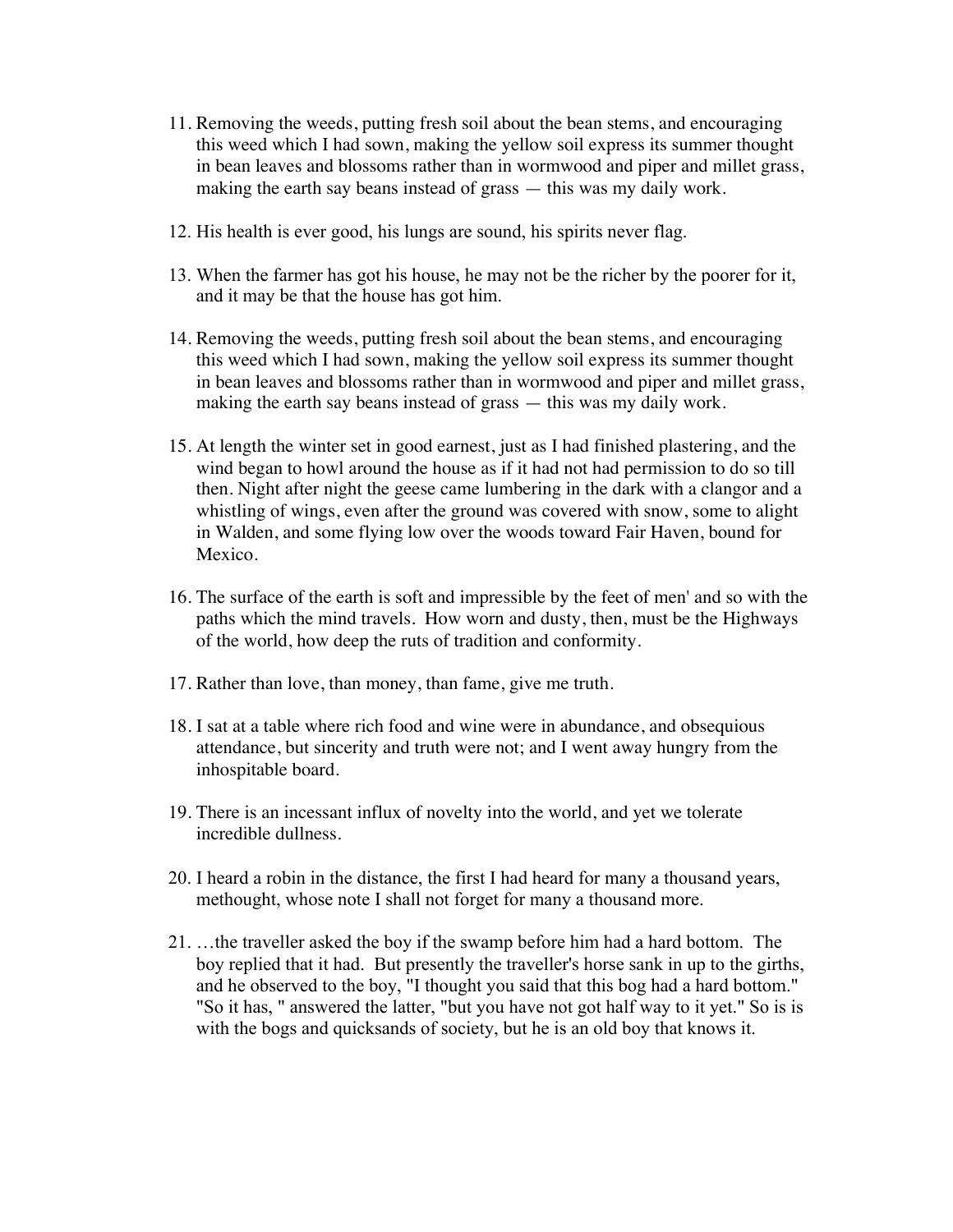11. Removing the weeds, putting fresh soil about the bean stems, and encouraging this weed which I had sown, making the yellow soil express its summer thought in bean leaves and blossoms rather than in wormwood and piper and millet grass, making the earth say beans instead of grass — this was my daily work.

12. His health is ever good, his lungs are sound, his spirits never flag.

13. When the farmer has got his house, he may not be the richer by the poorer for it, and it may be that the house has got him.

14. Removing the weeds, putting fresh soil about the bean stems, and encouraging this weed which I had sown, making the yellow soil express its summer thought in bean leaves and blossoms rather than in wormwood and piper and millet grass, making the earth say beans instead of grass — this was my daily work.

15. At length the winter set in good earnest, just as I had finished plastering, and the wind began to howl around the house as if it had not had permission to do so till then. Night after night the geese came lumbering in the dark with a clangor and a whistling of wings, even after the ground was covered with snow, some to alight in Walden, and some flying low over the woods toward Fair Haven, bound for Mexico.

16. The surface of the earth is soft and impressible by the feet of men' and so with the paths which the mind travels. How worn and dusty, then, must be the Highways of the world, how deep the ruts of tradition and conformity.

17. Rather than love, than money, than fame, give me truth.

18. I sat at a table where rich food and wine were in abundance, and obsequious attendance, but sincerity and truth were not; and I went away hungry from the inhospitable board.

19. There is an incessant influx of novelty into the world, and yet we tolerate incredible dullness.

20. I heard a robin in the distance, the first I had heard for many a thousand years, methought, whose note I shall not forget for many a thousand more.

21. …the traveller asked the boy if the swamp before him had a hard bottom. The boy replied that it had. But presently the traveller's horse sank in up to the girths, and he observed to the boy, "I thought you said that this bog had a hard bottom." "So it has, " answered the latter, "but you have not got half way to it yet." So is is with the bogs and quicksands of society, but he is an old boy that knows it.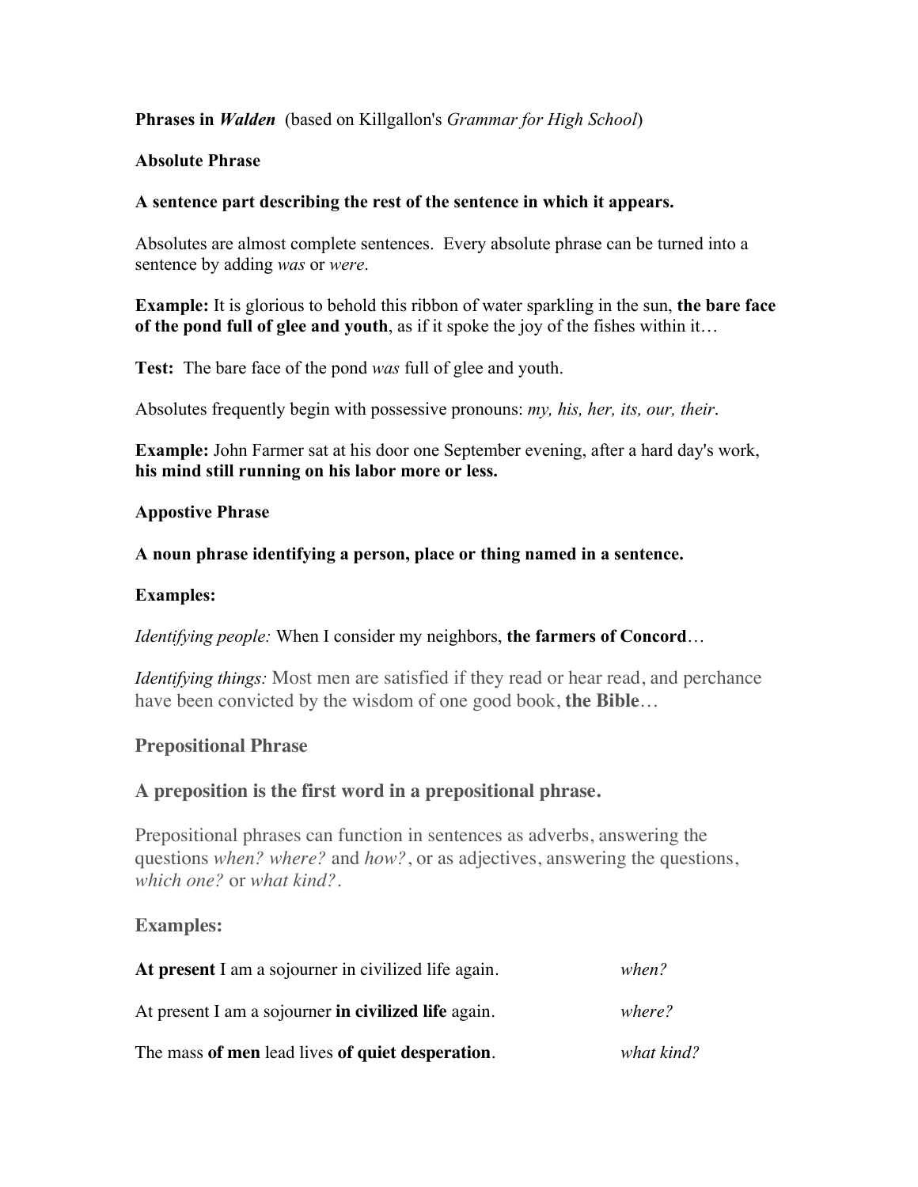**Phrases in *Walden*** (based on Killgallon's *Grammar for High School*)

**Absolute Phrase**

**A sentence part describing the rest of the sentence in which it appears.**

Absolutes are almost complete sentences. Every absolute phrase can be turned into a sentence by adding *was* or *were*.

**Example:** It is glorious to behold this ribbon of water sparkling in the sun, **the bare face of the pond full of glee and youth**, as if it spoke the joy of the fishes within it…

**Test:** The bare face of the pond *was* full of glee and youth.

Absolutes frequently begin with possessive pronouns: *my, his, her, its, our, their*.

**Example:** John Farmer sat at his door one September evening, after a hard day's work, **his mind still running on his labor more or less.**

**Appostive Phrase**

**A noun phrase identifying a person, place or thing named in a sentence.**

**Examples:**

*Identifying people:* When I consider my neighbors, **the farmers of Concord**…

*Identifying things:* Most men are satisfied if they read or hear read, and perchance have been convicted by the wisdom of one good book, **the Bible**…

**Prepositional Phrase**

**A preposition is the first word in a prepositional phrase.**

Prepositional phrases can function in sentences as adverbs, answering the questions *when? where?* and *how?*, or as adjectives, answering the questions, *which one?* or *what kind?*.

**Examples:**

| | |
|---|---|
| **At present** I am a sojourner in civilized life again. | *when?* |
| At present I am a sojourner **in civilized life** again. | *where?* |
| The mass **of men** lead lives **of quiet desperation**. | *what kind?* |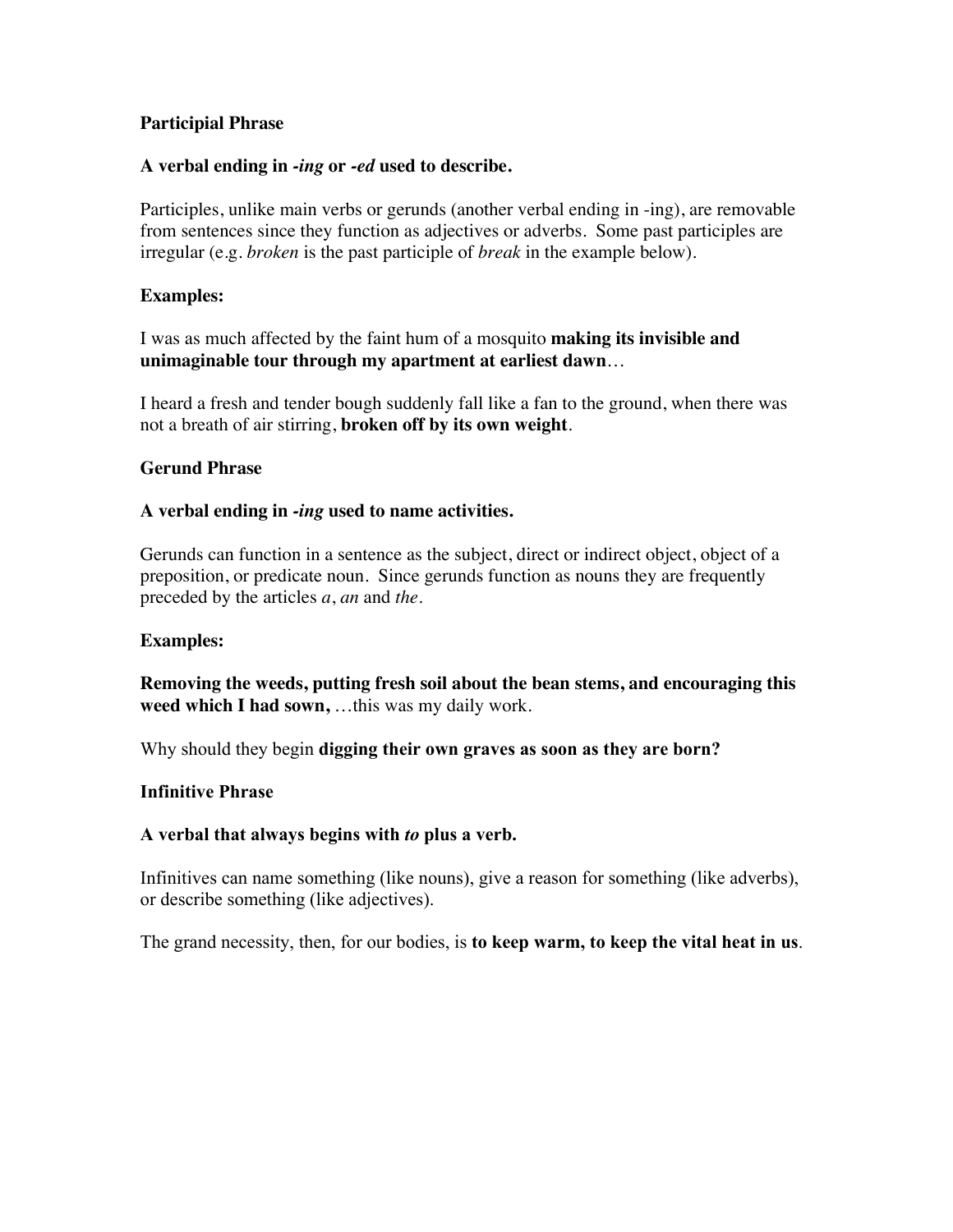**Participipial Phrase**

**A verbal ending in *-ing* or *-ed* used to describe.**

Participles, unlike main verbs or gerunds (another verbal ending in -ing), are removable from sentences since they function as adjectives or adverbs. Some past participles are irregular (e.g. *broken* is the past participle of *break* in the example below).

**Examples:**

I was as much affected by the faint hum of a mosquito **making its invisible and unimaginable tour through my apartment at earliest dawn**…

I heard a fresh and tender bough suddenly fall like a fan to the ground, when there was not a breath of air stirring, **broken off by its own weight**.

**Gerund Phrase**

**A verbal ending in *-ing* used to name activities.**

Gerunds can function in a sentence as the subject, direct or indirect object, object of a preposition, or predicate noun. Since gerunds function as nouns they are frequently preceded by the articles *a*, *an* and *the*.

**Examples:**

**Removing the weeds, putting fresh soil about the bean stems, and encouraging this weed which I had sown,** …this was my daily work.

Why should they begin **digging their own graves as soon as they are born?**

**Infinitive Phrase**

**A verbal that always begins with *to* plus a verb.**

Infinitives can name something (like nouns), give a reason for something (like adverbs), or describe something (like adjectives).

The grand necessity, then, for our bodies, is **to keep warm, to keep the vital heat in us**.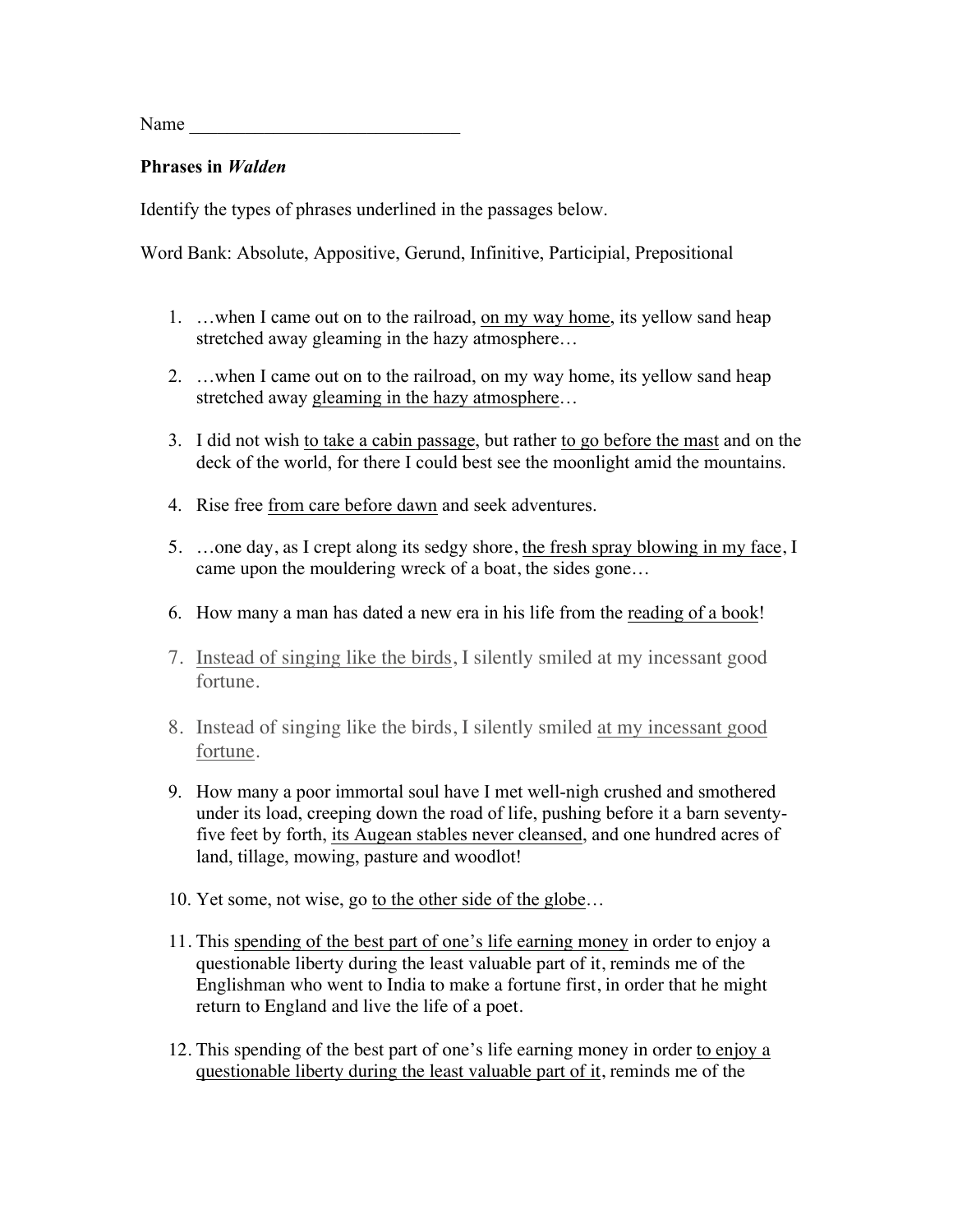Name ______________________________

**Phrases in *Walden***

Identify the types of phrases underlined in the passages below.

Word Bank: Absolute, Appositive, Gerund, Infinitive, Participial, Prepositional

1. …when I came out on to the railroad, <u>on my way home</u>, its yellow sand heap stretched away gleaming in the hazy atmosphere…

2. …when I came out on to the railroad, on my way home, its yellow sand heap stretched away <u>gleaming in the hazy atmosphere</u>…

3. I did not wish <u>to take a cabin passage</u>, but rather <u>to go before the mast</u> and on the deck of the world, for there I could best see the moonlight amid the mountains.

4. Rise free <u>from care before dawn</u> and seek adventures.

5. …one day, as I crept along its sedgy shore, <u>the fresh spray blowing in my face</u>, I came upon the mouldering wreck of a boat, the sides gone…

6. How many a man has dated a new era in his life from the <u>reading of a book</u>!

7. <u>Instead of singing like the birds</u>, I silently smiled at my incessant good fortune.

8. Instead of singing like the birds, I silently smiled <u>at my incessant good fortune</u>.

9. How many a poor immortal soul have I met well-nigh crushed and smothered under its load, creeping down the road of life, pushing before it a barn seventy-five feet by forth, <u>its Augean stables never cleansed</u>, and one hundred acres of land, tillage, mowing, pasture and woodlot!

10. Yet some, not wise, go <u>to the other side of the globe</u>…

11. This <u>spending of the best part of one's life earning money</u> in order to enjoy a questionable liberty during the least valuable part of it, reminds me of the Englishman who went to India to make a fortune first, in order that he might return to England and live the life of a poet.

12. This spending of the best part of one's life earning money in order <u>to enjoy a questionable liberty during the least valuable part of it</u>, reminds me of the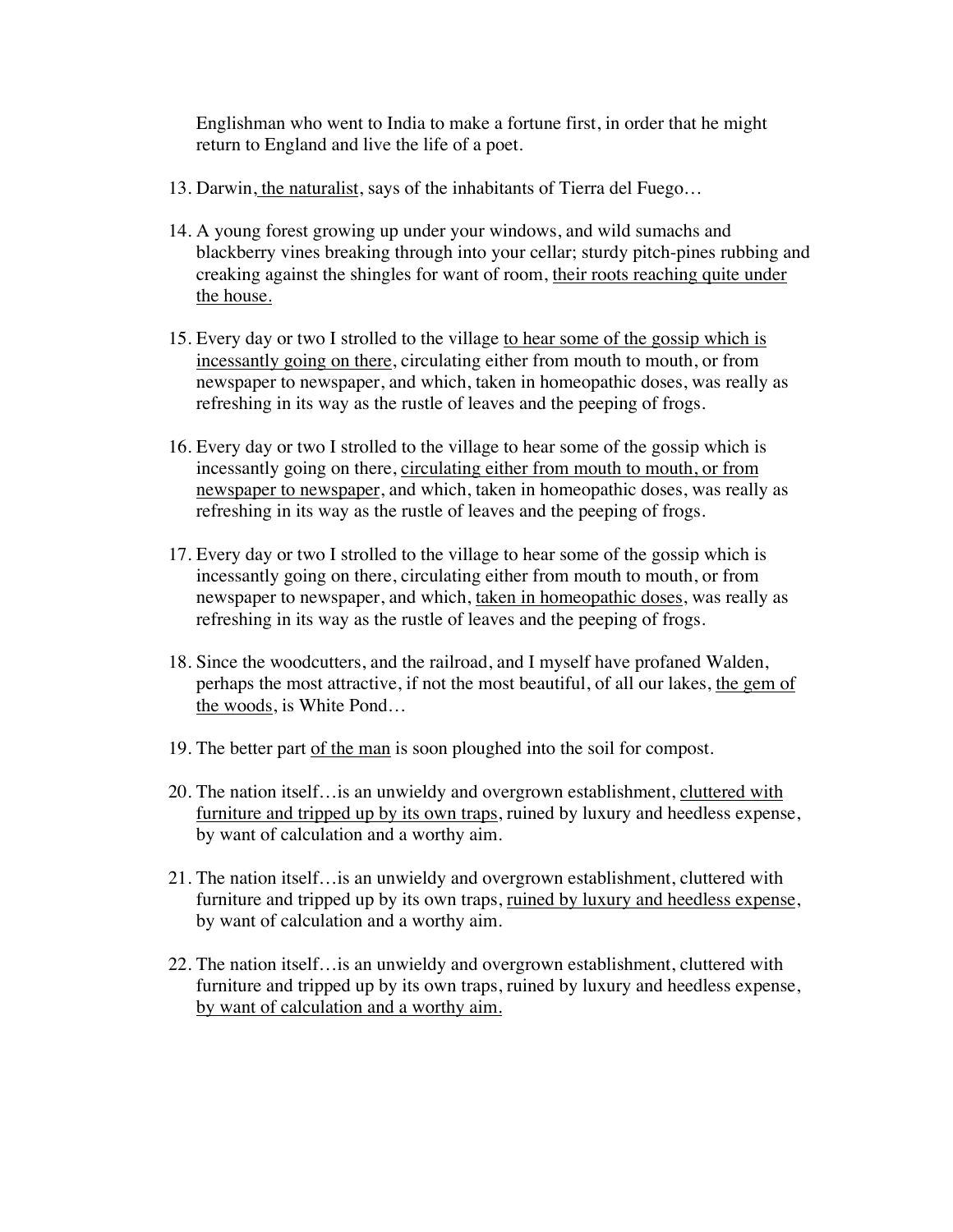Englishman who went to India to make a fortune first, in order that he might return to England and live the life of a poet.

13. Darwin, <u>the naturalist</u>, says of the inhabitants of Tierra del Fuego…

14. A young forest growing up under your windows, and wild sumachs and blackberry vines breaking through into your cellar; sturdy pitch-pines rubbing and creaking against the shingles for want of room, <u>their roots reaching quite under the house.</u>

15. Every day or two I strolled to the village <u>to hear some of the gossip which is incessantly going on there</u>, circulating either from mouth to mouth, or from newspaper to newspaper, and which, taken in homeopathic doses, was really as refreshing in its way as the rustle of leaves and the peeping of frogs.

16. Every day or two I strolled to the village to hear some of the gossip which is incessantly going on there, <u>circulating either from mouth to mouth, or from newspaper to newspaper</u>, and which, taken in homeopathic doses, was really as refreshing in its way as the rustle of leaves and the peeping of frogs.

17. Every day or two I strolled to the village to hear some of the gossip which is incessantly going on there, circulating either from mouth to mouth, or from newspaper to newspaper, and which, <u>taken in homeopathic doses</u>, was really as refreshing in its way as the rustle of leaves and the peeping of frogs.

18. Since the woodcutters, and the railroad, and I myself have profaned Walden, perhaps the most attractive, if not the most beautiful, of all our lakes, <u>the gem of the woods</u>, is White Pond…

19. The better part <u>of the man</u> is soon ploughed into the soil for compost.

20. The nation itself…is an unwieldy and overgrown establishment, <u>cluttered with furniture and tripped up by its own traps</u>, ruined by luxury and heedless expense, by want of calculation and a worthy aim.

21. The nation itself…is an unwieldy and overgrown establishment, cluttered with furniture and tripped up by its own traps, <u>ruined by luxury and heedless expense</u>, by want of calculation and a worthy aim.

22. The nation itself…is an unwieldy and overgrown establishment, cluttered with furniture and tripped up by its own traps, ruined by luxury and heedless expense, <u>by want of calculation and a worthy aim.</u>